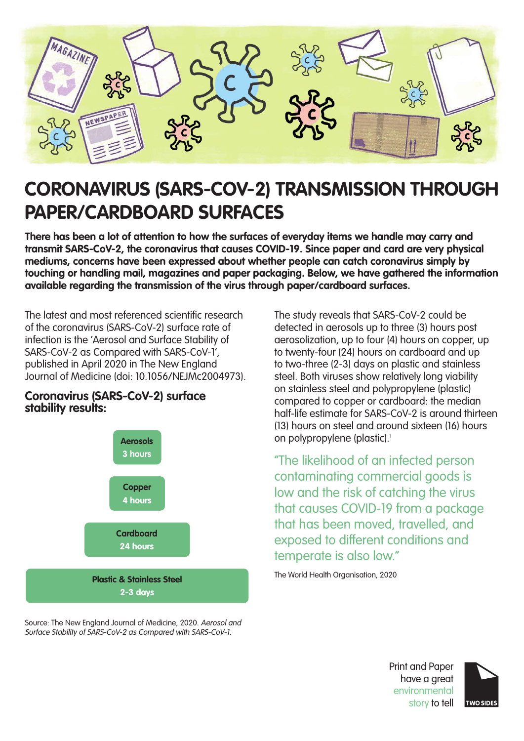# CORONAVIRUS (SARS-COV-2) TRANSMISSION THROUGH PAPER/CARDBOARD SURFACES

**There has been a lot of attention to how the surfaces of everyday items we handle may carry and transmit SARS-CoV-2, the coronavirus that causes COVID-19. Since paper and card are very physical mediums, concerns have been expressed about whether people can catch coronavirus simply by touching or handling mail, magazines and paper packaging. Below, we have gathered the information available regarding the transmission of the virus through paper/cardboard surfaces.**

The latest and most referenced scientific research of the coronavirus (SARS-CoV-2) surface rate of infection is the 'Aerosol and Surface Stability of SARS-CoV-2 as Compared with SARS-CoV-1', published in April 2020 in The New England Journal of Medicine (doi: 10.1056/NEJMc2004973).

### Coronavirus (SARS-CoV-2) surface stability results:

**Aerosols**
**3 hours**

**Copper**
**4 hours**

**Cardboard**
**24 hours**

**Plastic & Stainless Steel**
**2-3 days**

Source: The New England Journal of Medicine, 2020. *Aerosol and Surface Stability of SARS-CoV-2 as Compared with SARS-CoV-1.*

The study reveals that SARS-CoV-2 could be detected in aerosols up to three (3) hours post aerosolization, up to four (4) hours on copper, up to twenty-four (24) hours on cardboard and up to two-three (2-3) days on plastic and stainless steel. Both viruses show relatively long viability on stainless steel and polypropylene (plastic) compared to copper or cardboard: the median half-life estimate for SARS-CoV-2 is around thirteen (13) hours on steel and around sixteen (16) hours on polypropylene (plastic).[1]

> "The likelihood of an infected person contaminating commercial goods is low and the risk of catching the virus that causes COVID-19 from a package that has been moved, travelled, and exposed to different conditions and temperate is also low."

The World Health Organisation, 2020

Print and Paper have a great environmental story to tell

TWO SIDES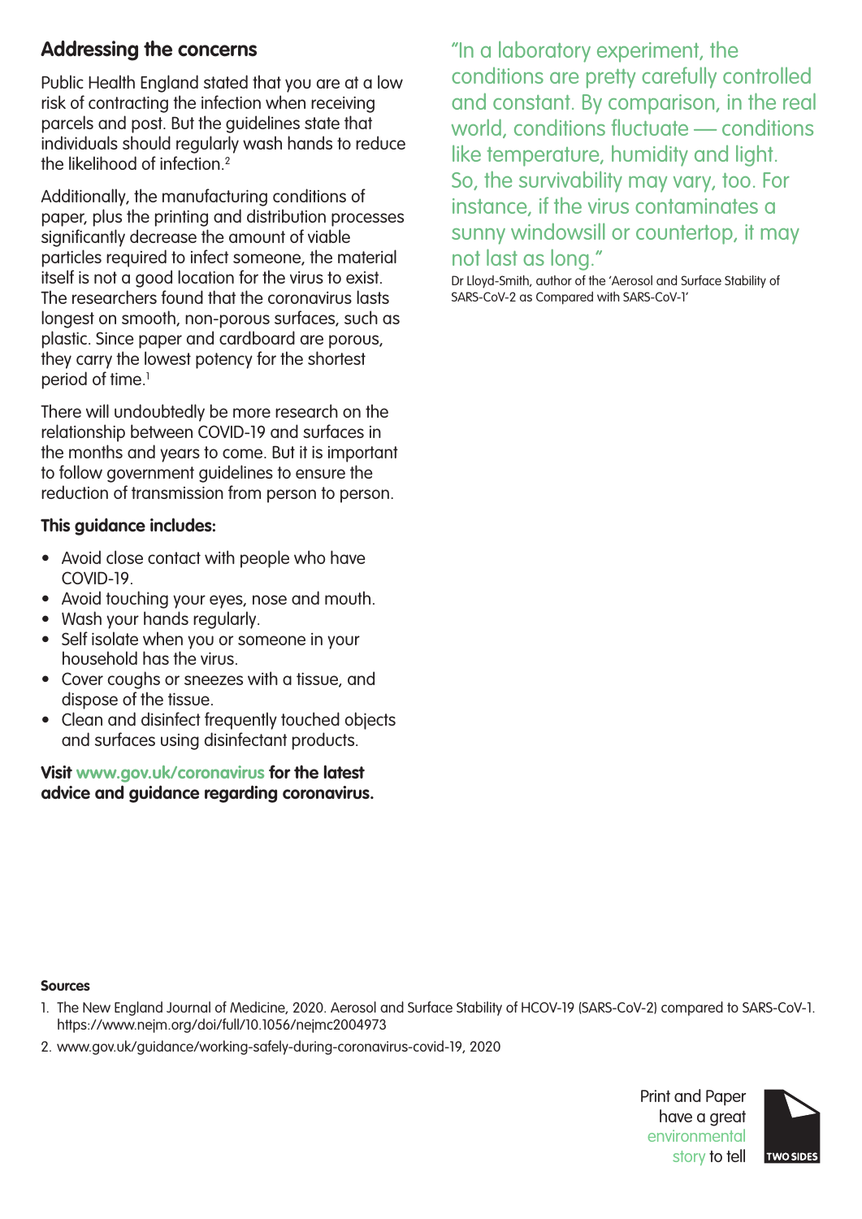## Addressing the concerns

Public Health England stated that you are at a low risk of contracting the infection when receiving parcels and post. But the guidelines state that individuals should regularly wash hands to reduce the likelihood of infection.[2]

Additionally, the manufacturing conditions of paper, plus the printing and distribution processes significantly decrease the amount of viable particles required to infect someone, the material itself is not a good location for the virus to exist. The researchers found that the coronavirus lasts longest on smooth, non-porous surfaces, such as plastic. Since paper and cardboard are porous, they carry the lowest potency for the shortest period of time.[1]

There will undoubtedly be more research on the relationship between COVID-19 and surfaces in the months and years to come. But it is important to follow government guidelines to ensure the reduction of transmission from person to person.

**This guidance includes:**

- Avoid close contact with people who have COVID-19.
- Avoid touching your eyes, nose and mouth.
- Wash your hands regularly.
- Self isolate when you or someone in your household has the virus.
- Cover coughs or sneezes with a tissue, and dispose of the tissue.
- Clean and disinfect frequently touched objects and surfaces using disinfectant products.

**Visit www.gov.uk/coronavirus for the latest advice and guidance regarding coronavirus.**

> "In a laboratory experiment, the conditions are pretty carefully controlled and constant. By comparison, in the real world, conditions fluctuate — conditions like temperature, humidity and light. So, the survivability may vary, too. For instance, if the virus contaminates a sunny windowsill or countertop, it may not last as long."

Dr Lloyd-Smith, author of the 'Aerosol and Surface Stability of SARS-CoV-2 as Compared with SARS-CoV-1'

**Sources**

1. The New England Journal of Medicine, 2020. Aerosol and Surface Stability of HCOV-19 (SARS-CoV-2) compared to SARS-CoV-1. https://www.nejm.org/doi/full/10.1056/nejmc2004973
2. www.gov.uk/guidance/working-safely-during-coronavirus-covid-19, 2020

Print and Paper have a great environmental story to tell

TWO SIDES